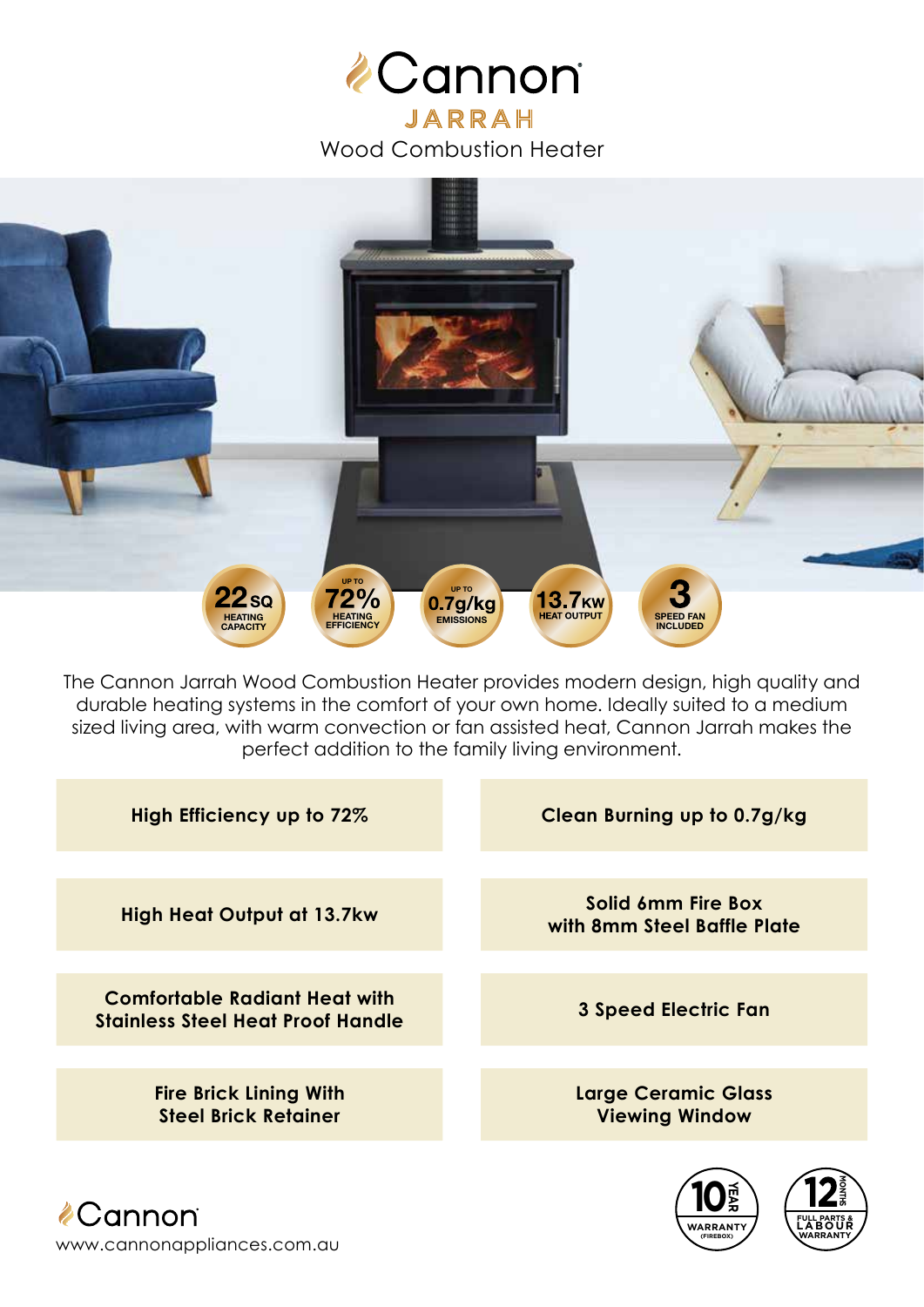# Cannon

## JARRAH

Wood Combustion Heater

**22 SQ** HEATING CAPACITY

**UP TO 72%** HEATING EFFICIENCY

**UP TO 0.7g/kg** EMISSIONS

**13.7KW** HEAT OUTPUT

**3** SPEED FAN INCLUDED

The Cannon Jarrah Wood Combustion Heater provides modern design, high quality and durable heating systems in the comfort of your own home. Ideally suited to a medium sized living area, with warm convection or fan assisted heat, Cannon Jarrah makes the perfect addition to the family living environment.

- **High Efficiency up to 72%**
- **Clean Burning up to 0.7g/kg**
- **High Heat Output at 13.7kw**
- **Solid 6mm Fire Box with 8mm Steel Baffle Plate**
- **Comfortable Radiant Heat with Stainless Steel Heat Proof Handle**
- **3 Speed Electric Fan**
- **Fire Brick Lining With Steel Brick Retainer**
- **Large Ceramic Glass Viewing Window**

10 YEAR WARRANTY (FIREBOX)

12 MONTHS FULL PARTS & LABOUR WARRANTY

Cannon

www.cannonappliances.com.au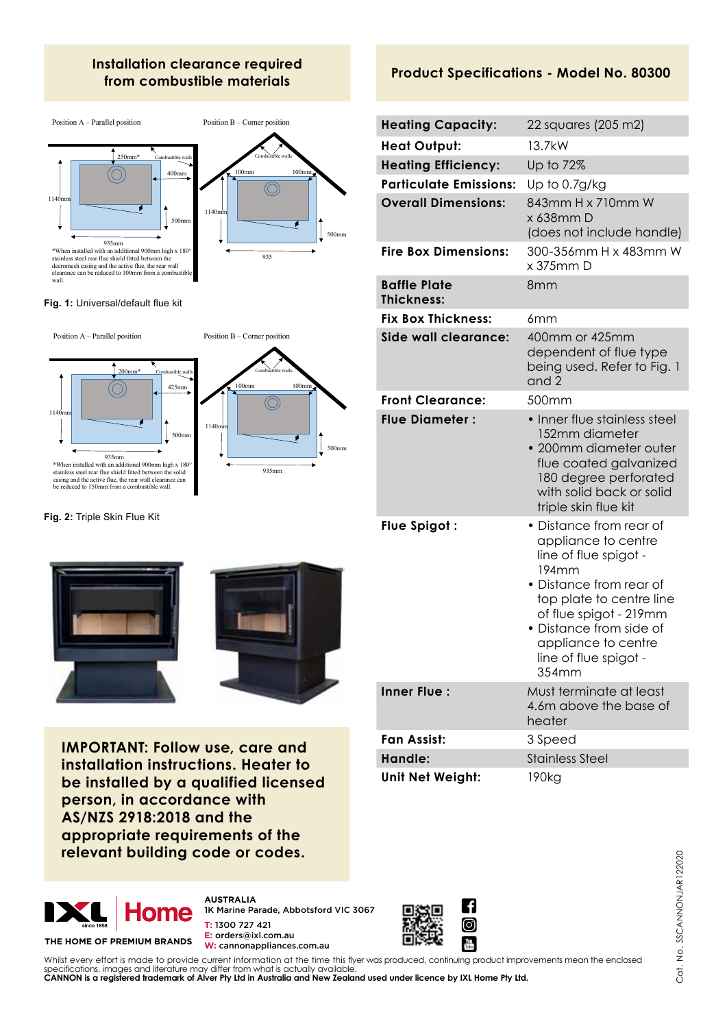## Installation clearance required from combustible materials

Position A – Parallel position

250mm*

Combustible walls

400mm

1140mm

500mm

935mm

*When installed with an additional 900mm high x 180° stainless steel rear flue shield fitted between the decromesh casing and the active flue, the rear wall clearance can be reduced to 100mm from a combustible wall.

Position B – Corner position

Combustible walls

100mm

100mm

1140mm

500mm

935

**Fig. 1:** Universal/default flue kit

Position A – Parallel position

200mm*

Combustible walls

425mm

1140mm

500mm

935mm

*When installed with an additional 900mm high x 180° stainless steel rear flue shield fitted between the solid casing and the active flue, the rear wall clearance can be reduced to 150mm from a combustible wall.

Position B – Corner position

Combustible walls

100mm

100mm

1140mm

500mm

935mm

**Fig. 2:** Triple Skin Flue Kit

**IMPORTANT: Follow use, care and installation instructions. Heater to be installed by a qualified licensed person, in accordance with AS/NZS 2918:2018 and the appropriate requirements of the relevant building code or codes.**

## Product Specifications - Model No. 80300

| | |
|---|---|
| **Heating Capacity:** | 22 squares (205 m2) |
| **Heat Output:** | 13.7kW |
| **Heating Efficiency:** | Up to 72% |
| **Particulate Emissions:** | Up to 0.7g/kg |
| **Overall Dimensions:** | 843mm H x 710mm W x 638mm D (does not include handle) |
| **Fire Box Dimensions:** | 300-356mm H x 483mm W x 375mm D |
| **Baffle Plate Thickness:** | 8mm |
| **Fix Box Thickness:** | 6mm |
| **Side wall clearance:** | 400mm or 425mm dependent of flue type being used. Refer to Fig. 1 and 2 |
| **Front Clearance:** | 500mm |
| **Flue Diameter :** | • Inner flue stainless steel 152mm diameter • 200mm diameter outer flue coated galvanized 180 degree perforated with solid back or solid triple skin flue kit |
| **Flue Spigot :** | • Distance from rear of appliance to centre line of flue spigot - 194mm • Distance from rear of top plate to centre line of flue spigot - 219mm • Distance from side of appliance to centre line of flue spigot - 354mm |
| **Inner Flue :** | Must terminate at least 4.6m above the base of heater |
| **Fan Assist:** | 3 Speed |
| **Handle:** | Stainless Steel |
| **Unit Net Weight:** | 190kg |

IXL since 1858 | Home

THE HOME OF PREMIUM BRANDS

**AUSTRALIA**
1K Marine Parade, Abbotsford VIC 3067
T: 1300 727 421
E: orders@ixl.com.au
W: cannonappliances.com.au

Whilst every effort is made to provide current information at the time this flyer was produced, continuing product improvements mean the enclosed specifications, images and literature may differ from what is actually available.
**CANNON is a registered trademark of Alver Pty Ltd in Australia and New Zealand used under licence by IXL Home Pty Ltd.**

Cat. No. SSCANNONJAR122020